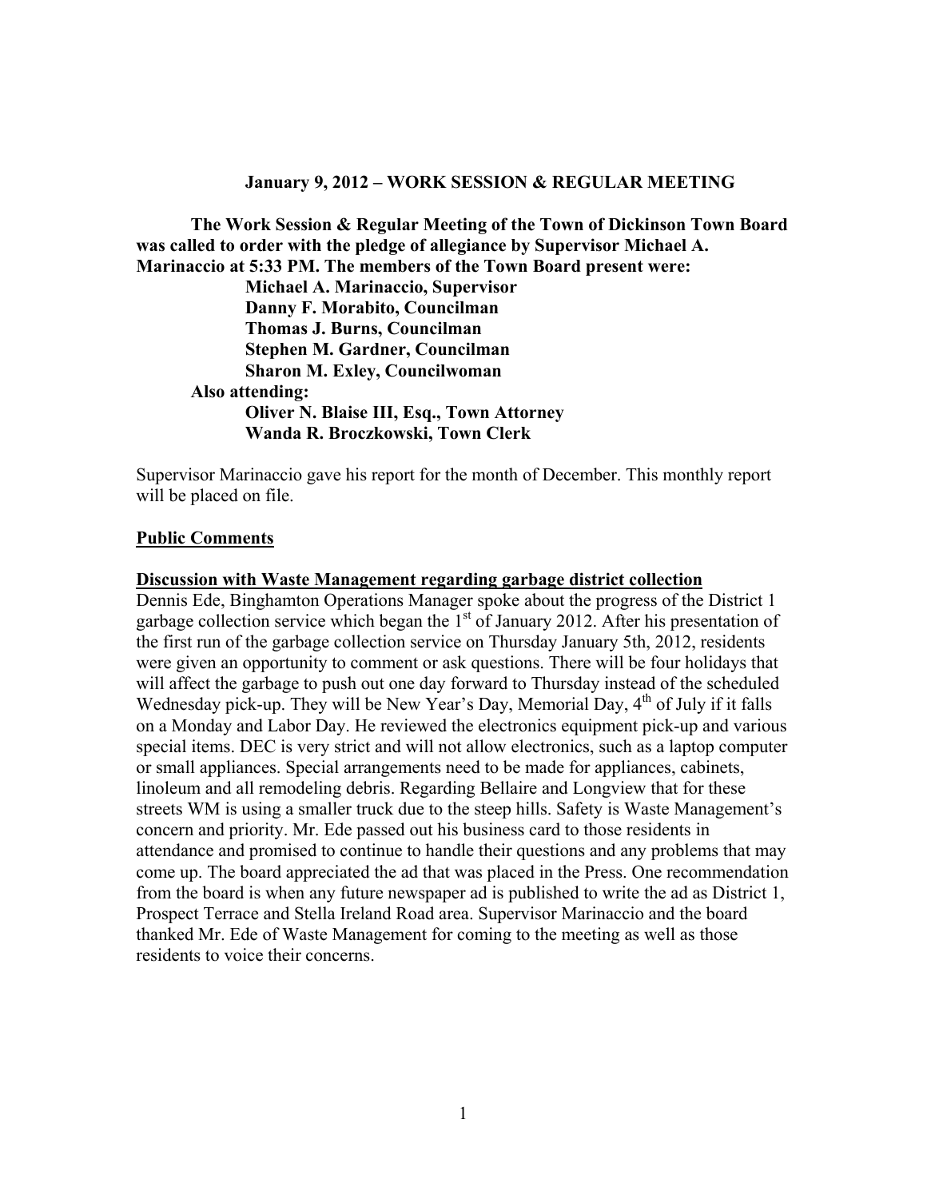# January 9, 2012 – WORK SESSION & REGULAR MEETING

**The Work Session & Regular Meeting of the Town of Dickinson Town Board was called to order with the pledge of allegiance by Supervisor Michael A. Marinaccio at 5:33 PM. The members of the Town Board present were:**

**Michael A. Marinaccio, Supervisor**
**Danny F. Morabito, Councilman**
**Thomas J. Burns, Councilman**
**Stephen M. Gardner, Councilman**
**Sharon M. Exley, Councilwoman**

**Also attending:**

**Oliver N. Blaise III, Esq., Town Attorney**
**Wanda R. Broczkowski, Town Clerk**

Supervisor Marinaccio gave his report for the month of December. This monthly report will be placed on file.

**Public Comments**

**Discussion with Waste Management regarding garbage district collection**

Dennis Ede, Binghamton Operations Manager spoke about the progress of the District 1 garbage collection service which began the 1st of January 2012. After his presentation of the first run of the garbage collection service on Thursday January 5th, 2012, residents were given an opportunity to comment or ask questions. There will be four holidays that will affect the garbage to push out one day forward to Thursday instead of the scheduled Wednesday pick-up. They will be New Year's Day, Memorial Day, 4th of July if it falls on a Monday and Labor Day. He reviewed the electronics equipment pick-up and various special items. DEC is very strict and will not allow electronics, such as a laptop computer or small appliances. Special arrangements need to be made for appliances, cabinets, linoleum and all remodeling debris. Regarding Bellaire and Longview that for these streets WM is using a smaller truck due to the steep hills. Safety is Waste Management's concern and priority. Mr. Ede passed out his business card to those residents in attendance and promised to continue to handle their questions and any problems that may come up. The board appreciated the ad that was placed in the Press. One recommendation from the board is when any future newspaper ad is published to write the ad as District 1, Prospect Terrace and Stella Ireland Road area. Supervisor Marinaccio and the board thanked Mr. Ede of Waste Management for coming to the meeting as well as those residents to voice their concerns.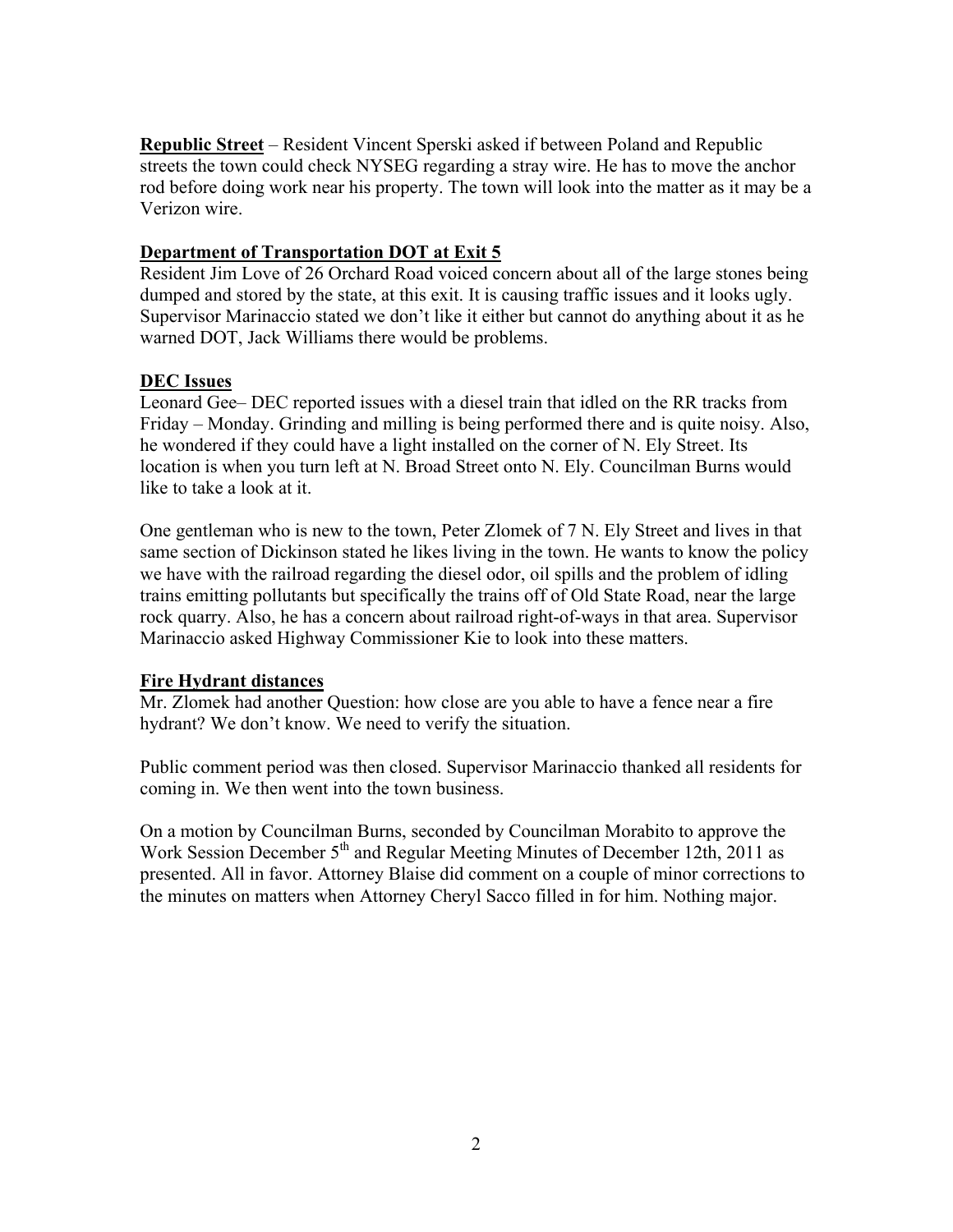**Republic Street** – Resident Vincent Sperski asked if between Poland and Republic streets the town could check NYSEG regarding a stray wire. He has to move the anchor rod before doing work near his property. The town will look into the matter as it may be a Verizon wire.

**Department of Transportation DOT at Exit 5**

Resident Jim Love of 26 Orchard Road voiced concern about all of the large stones being dumped and stored by the state, at this exit. It is causing traffic issues and it looks ugly. Supervisor Marinaccio stated we don't like it either but cannot do anything about it as he warned DOT, Jack Williams there would be problems.

**DEC Issues**

Leonard Gee– DEC reported issues with a diesel train that idled on the RR tracks from Friday – Monday. Grinding and milling is being performed there and is quite noisy. Also, he wondered if they could have a light installed on the corner of N. Ely Street. Its location is when you turn left at N. Broad Street onto N. Ely. Councilman Burns would like to take a look at it.

One gentleman who is new to the town, Peter Zlomek of 7 N. Ely Street and lives in that same section of Dickinson stated he likes living in the town. He wants to know the policy we have with the railroad regarding the diesel odor, oil spills and the problem of idling trains emitting pollutants but specifically the trains off of Old State Road, near the large rock quarry. Also, he has a concern about railroad right-of-ways in that area. Supervisor Marinaccio asked Highway Commissioner Kie to look into these matters.

**Fire Hydrant distances**

Mr. Zlomek had another Question: how close are you able to have a fence near a fire hydrant? We don't know. We need to verify the situation.

Public comment period was then closed. Supervisor Marinaccio thanked all residents for coming in. We then went into the town business.

On a motion by Councilman Burns, seconded by Councilman Morabito to approve the Work Session December 5th and Regular Meeting Minutes of December 12th, 2011 as presented. All in favor. Attorney Blaise did comment on a couple of minor corrections to the minutes on matters when Attorney Cheryl Sacco filled in for him. Nothing major.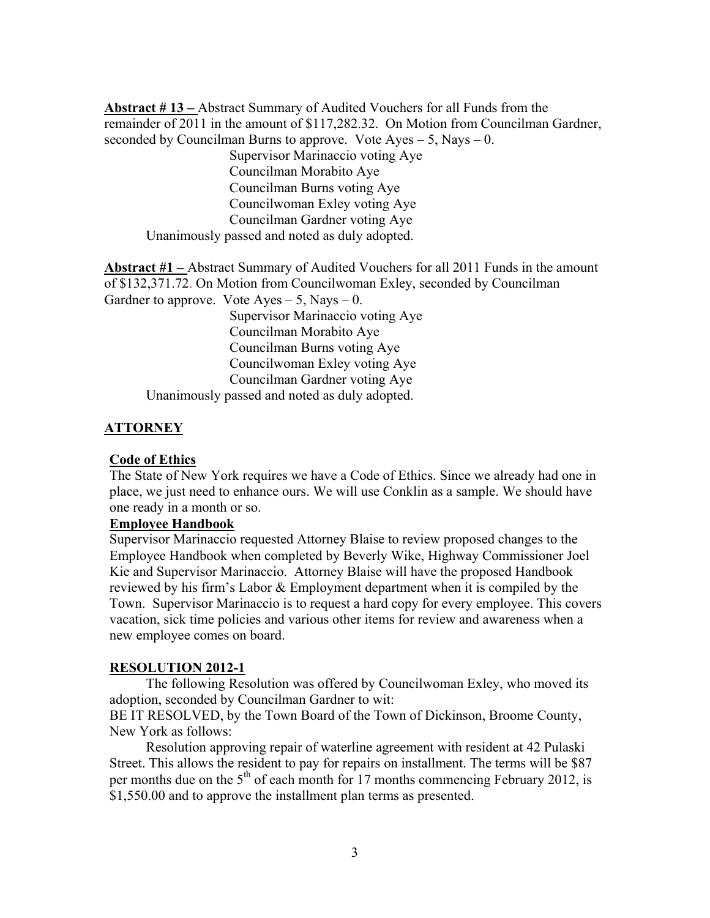**Abstract # 13 –** Abstract Summary of Audited Vouchers for all Funds from the remainder of 2011 in the amount of $117,282.32. On Motion from Councilman Gardner, seconded by Councilman Burns to approve. Vote Ayes – 5, Nays – 0.

Supervisor Marinaccio voting Aye
Councilman Morabito Aye
Councilman Burns voting Aye
Councilwoman Exley voting Aye
Councilman Gardner voting Aye

Unanimously passed and noted as duly adopted.

**Abstract #1 –** Abstract Summary of Audited Vouchers for all 2011 Funds in the amount of $132,371.72. On Motion from Councilwoman Exley, seconded by Councilman Gardner to approve. Vote Ayes – 5, Nays – 0.

Supervisor Marinaccio voting Aye
Councilman Morabito Aye
Councilman Burns voting Aye
Councilwoman Exley voting Aye
Councilman Gardner voting Aye

Unanimously passed and noted as duly adopted.

## ATTORNEY

### Code of Ethics

The State of New York requires we have a Code of Ethics. Since we already had one in place, we just need to enhance ours. We will use Conklin as a sample. We should have one ready in a month or so.

### Employee Handbook

Supervisor Marinaccio requested Attorney Blaise to review proposed changes to the Employee Handbook when completed by Beverly Wike, Highway Commissioner Joel Kie and Supervisor Marinaccio. Attorney Blaise will have the proposed Handbook reviewed by his firm's Labor & Employment department when it is compiled by the Town. Supervisor Marinaccio is to request a hard copy for every employee. This covers vacation, sick time policies and various other items for review and awareness when a new employee comes on board.

### RESOLUTION 2012-1

The following Resolution was offered by Councilwoman Exley, who moved its adoption, seconded by Councilman Gardner to wit:

BE IT RESOLVED, by the Town Board of the Town of Dickinson, Broome County, New York as follows:

Resolution approving repair of waterline agreement with resident at 42 Pulaski Street. This allows the resident to pay for repairs on installment. The terms will be $87 per months due on the 5th of each month for 17 months commencing February 2012, is $1,550.00 and to approve the installment plan terms as presented.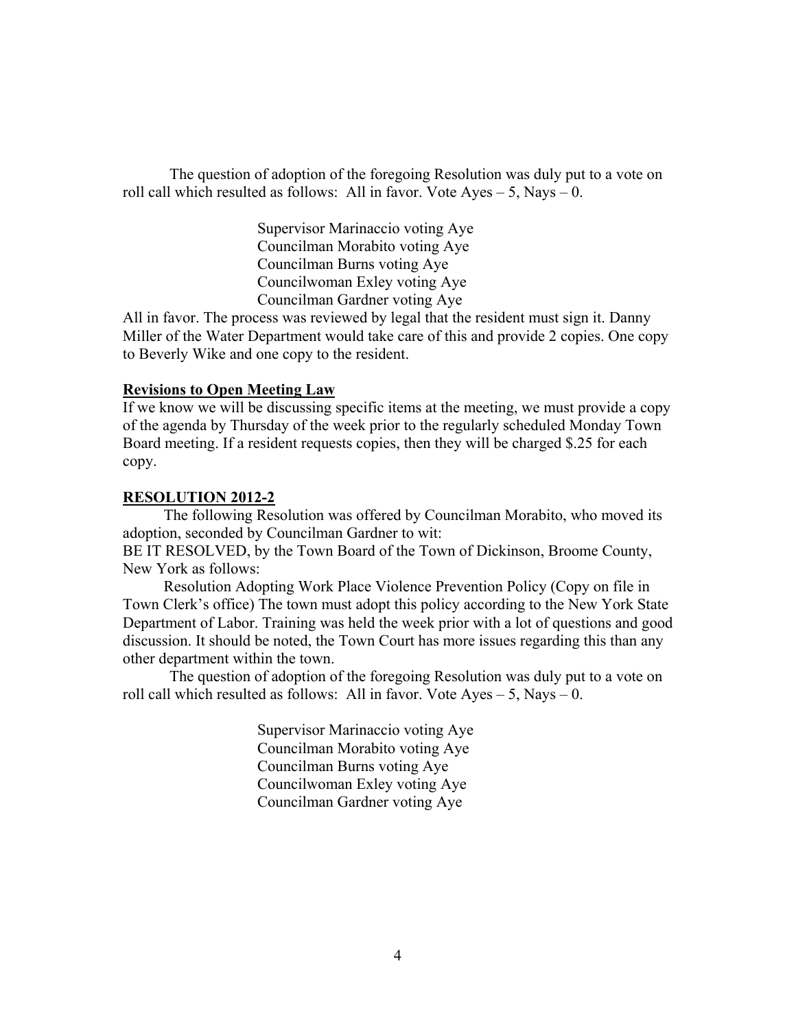The question of adoption of the foregoing Resolution was duly put to a vote on roll call which resulted as follows: All in favor. Vote Ayes – 5, Nays – 0.

Supervisor Marinaccio voting Aye
Councilman Morabito voting Aye
Councilman Burns voting Aye
Councilwoman Exley voting Aye
Councilman Gardner voting Aye

All in favor. The process was reviewed by legal that the resident must sign it. Danny Miller of the Water Department would take care of this and provide 2 copies. One copy to Beverly Wike and one copy to the resident.

**Revisions to Open Meeting Law**

If we know we will be discussing specific items at the meeting, we must provide a copy of the agenda by Thursday of the week prior to the regularly scheduled Monday Town Board meeting. If a resident requests copies, then they will be charged $.25 for each copy.

**RESOLUTION 2012-2**

The following Resolution was offered by Councilman Morabito, who moved its adoption, seconded by Councilman Gardner to wit:

BE IT RESOLVED, by the Town Board of the Town of Dickinson, Broome County, New York as follows:

Resolution Adopting Work Place Violence Prevention Policy (Copy on file in Town Clerk's office) The town must adopt this policy according to the New York State Department of Labor. Training was held the week prior with a lot of questions and good discussion. It should be noted, the Town Court has more issues regarding this than any other department within the town.

The question of adoption of the foregoing Resolution was duly put to a vote on roll call which resulted as follows: All in favor. Vote Ayes – 5, Nays – 0.

Supervisor Marinaccio voting Aye
Councilman Morabito voting Aye
Councilman Burns voting Aye
Councilwoman Exley voting Aye
Councilman Gardner voting Aye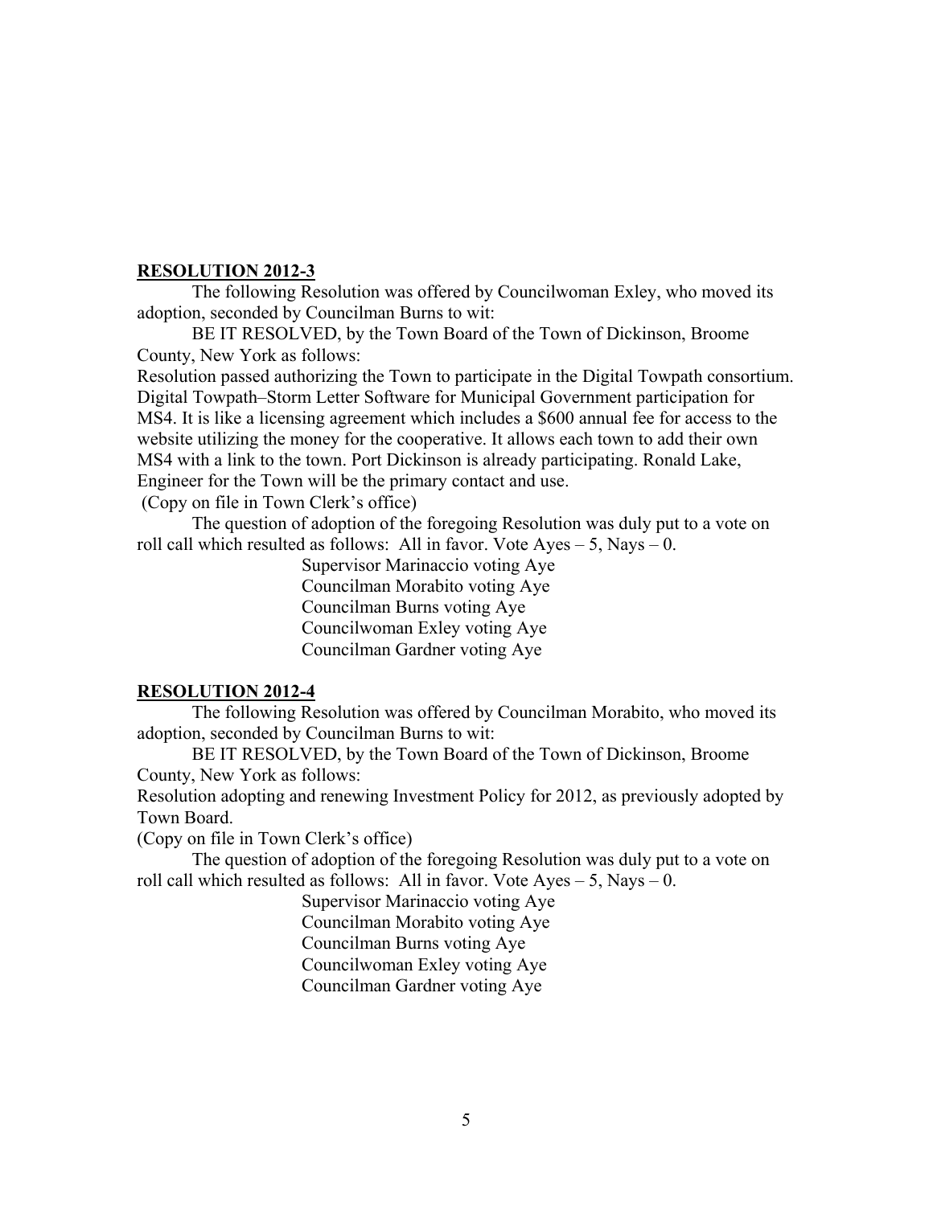**RESOLUTION 2012-3**

The following Resolution was offered by Councilwoman Exley, who moved its adoption, seconded by Councilman Burns to wit:

BE IT RESOLVED, by the Town Board of the Town of Dickinson, Broome County, New York as follows:

Resolution passed authorizing the Town to participate in the Digital Towpath consortium. Digital Towpath–Storm Letter Software for Municipal Government participation for MS4. It is like a licensing agreement which includes a $600 annual fee for access to the website utilizing the money for the cooperative. It allows each town to add their own MS4 with a link to the town. Port Dickinson is already participating. Ronald Lake, Engineer for the Town will be the primary contact and use.

(Copy on file in Town Clerk's office)

The question of adoption of the foregoing Resolution was duly put to a vote on roll call which resulted as follows: All in favor. Vote Ayes – 5, Nays – 0.

Supervisor Marinaccio voting Aye
Councilman Morabito voting Aye
Councilman Burns voting Aye
Councilwoman Exley voting Aye
Councilman Gardner voting Aye

**RESOLUTION 2012-4**

The following Resolution was offered by Councilman Morabito, who moved its adoption, seconded by Councilman Burns to wit:

BE IT RESOLVED, by the Town Board of the Town of Dickinson, Broome County, New York as follows:

Resolution adopting and renewing Investment Policy for 2012, as previously adopted by Town Board.

(Copy on file in Town Clerk's office)

The question of adoption of the foregoing Resolution was duly put to a vote on roll call which resulted as follows: All in favor. Vote Ayes – 5, Nays – 0.

Supervisor Marinaccio voting Aye
Councilman Morabito voting Aye
Councilman Burns voting Aye
Councilwoman Exley voting Aye
Councilman Gardner voting Aye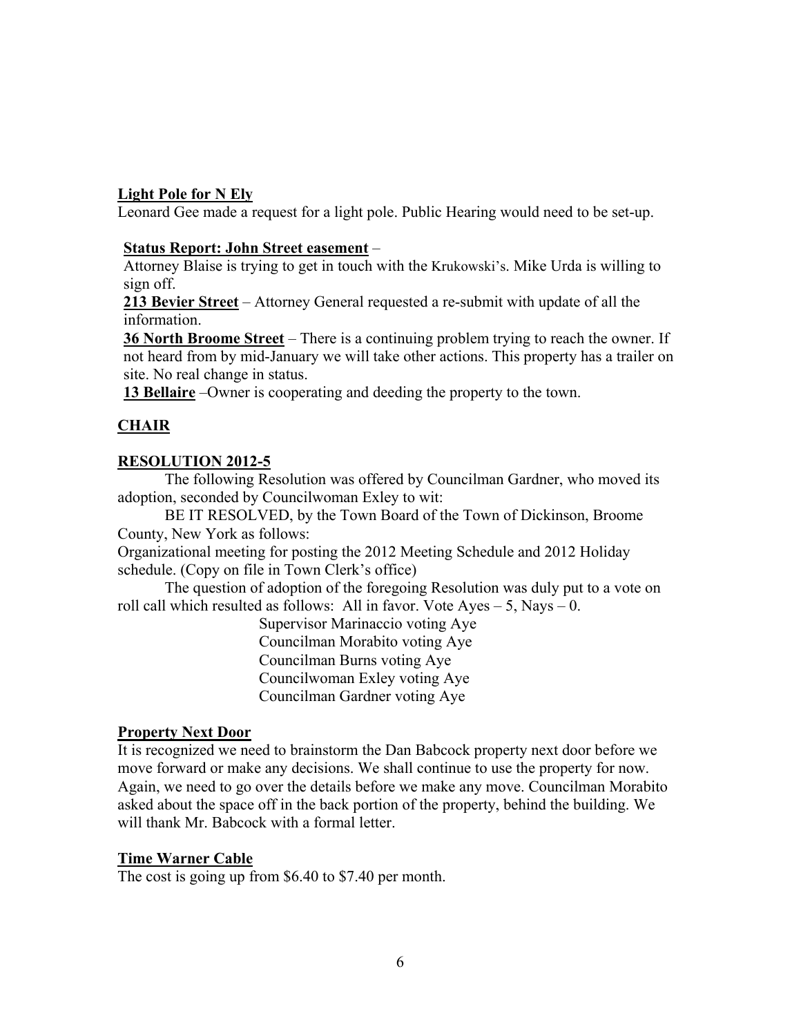**Light Pole for N Ely**

Leonard Gee made a request for a light pole. Public Hearing would need to be set-up.

**Status Report: John Street easement** –

Attorney Blaise is trying to get in touch with the Krukowski's. Mike Urda is willing to sign off.

**213 Bevier Street** – Attorney General requested a re-submit with update of all the information.

**36 North Broome Street** – There is a continuing problem trying to reach the owner. If not heard from by mid-January we will take other actions. This property has a trailer on site. No real change in status.

**13 Bellaire** –Owner is cooperating and deeding the property to the town.

**CHAIR**

**RESOLUTION 2012-5**

The following Resolution was offered by Councilman Gardner, who moved its adoption, seconded by Councilwoman Exley to wit:

BE IT RESOLVED, by the Town Board of the Town of Dickinson, Broome County, New York as follows:

Organizational meeting for posting the 2012 Meeting Schedule and 2012 Holiday schedule. (Copy on file in Town Clerk's office)

The question of adoption of the foregoing Resolution was duly put to a vote on roll call which resulted as follows: All in favor. Vote Ayes – 5, Nays – 0.

Supervisor Marinaccio voting Aye
Councilman Morabito voting Aye
Councilman Burns voting Aye
Councilwoman Exley voting Aye
Councilman Gardner voting Aye

**Property Next Door**

It is recognized we need to brainstorm the Dan Babcock property next door before we move forward or make any decisions. We shall continue to use the property for now. Again, we need to go over the details before we make any move. Councilman Morabito asked about the space off in the back portion of the property, behind the building. We will thank Mr. Babcock with a formal letter.

**Time Warner Cable**

The cost is going up from $6.40 to $7.40 per month.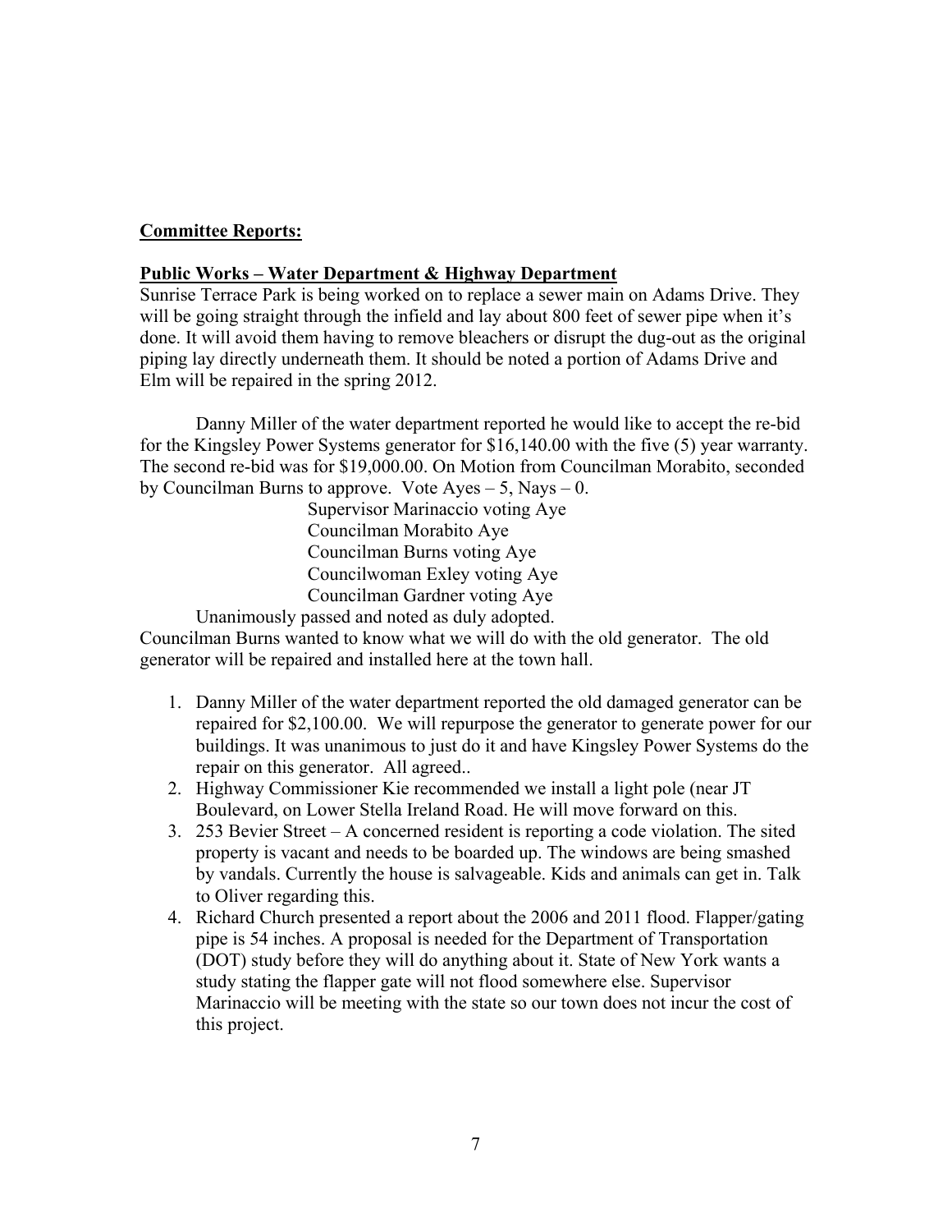**Committee Reports:**

**Public Works – Water Department & Highway Department**

Sunrise Terrace Park is being worked on to replace a sewer main on Adams Drive. They will be going straight through the infield and lay about 800 feet of sewer pipe when it's done. It will avoid them having to remove bleachers or disrupt the dug-out as the original piping lay directly underneath them. It should be noted a portion of Adams Drive and Elm will be repaired in the spring 2012.

Danny Miller of the water department reported he would like to accept the re-bid for the Kingsley Power Systems generator for $16,140.00 with the five (5) year warranty. The second re-bid was for $19,000.00. On Motion from Councilman Morabito, seconded by Councilman Burns to approve. Vote Ayes – 5, Nays – 0.

Supervisor Marinaccio voting Aye
Councilman Morabito Aye
Councilman Burns voting Aye
Councilwoman Exley voting Aye
Councilman Gardner voting Aye

Unanimously passed and noted as duly adopted.

Councilman Burns wanted to know what we will do with the old generator. The old generator will be repaired and installed here at the town hall.

1. Danny Miller of the water department reported the old damaged generator can be repaired for $2,100.00. We will repurpose the generator to generate power for our buildings. It was unanimous to just do it and have Kingsley Power Systems do the repair on this generator. All agreed..
2. Highway Commissioner Kie recommended we install a light pole (near JT Boulevard, on Lower Stella Ireland Road. He will move forward on this.
3. 253 Bevier Street – A concerned resident is reporting a code violation. The sited property is vacant and needs to be boarded up. The windows are being smashed by vandals. Currently the house is salvageable. Kids and animals can get in. Talk to Oliver regarding this.
4. Richard Church presented a report about the 2006 and 2011 flood. Flapper/gating pipe is 54 inches. A proposal is needed for the Department of Transportation (DOT) study before they will do anything about it. State of New York wants a study stating the flapper gate will not flood somewhere else. Supervisor Marinaccio will be meeting with the state so our town does not incur the cost of this project.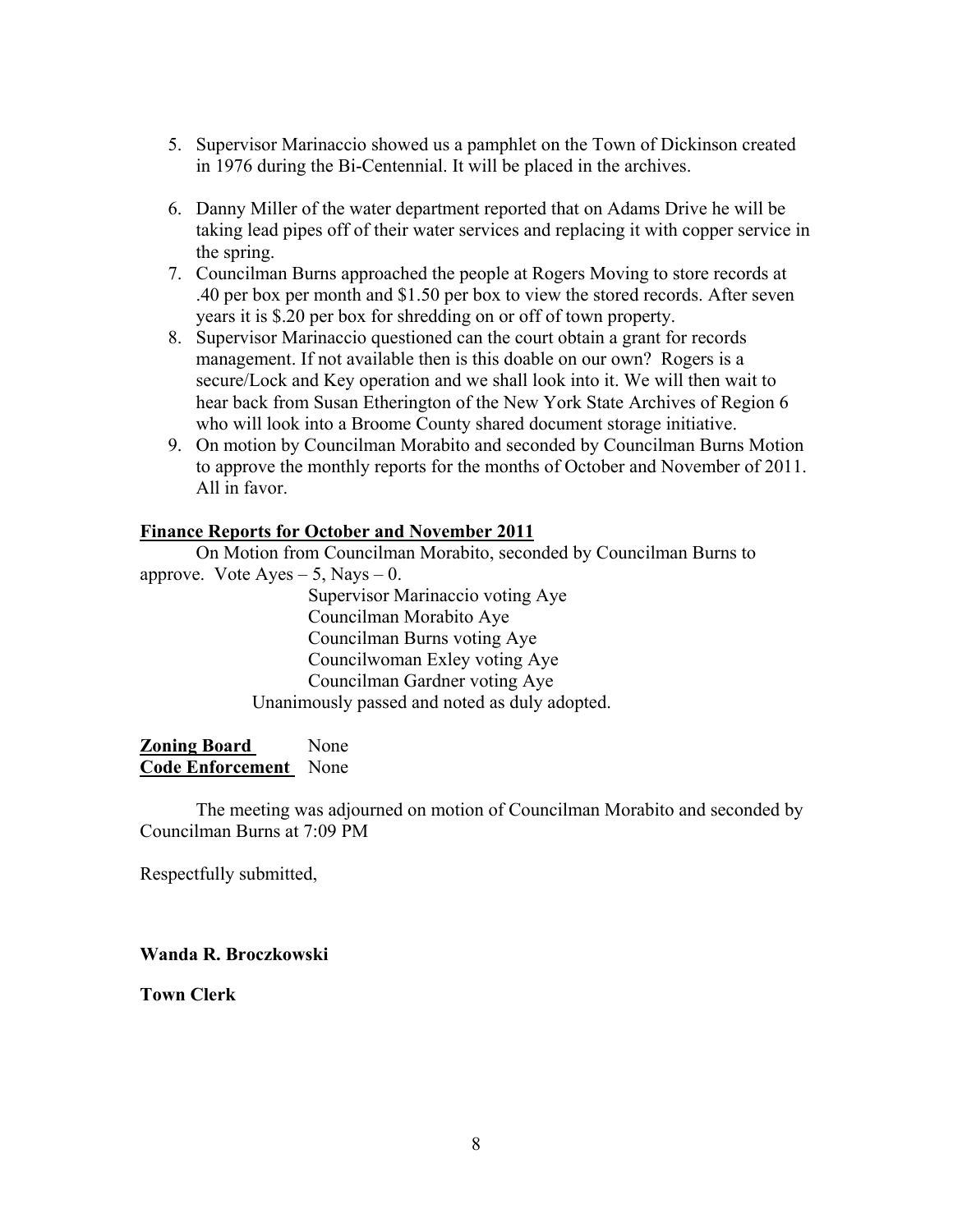5. Supervisor Marinaccio showed us a pamphlet on the Town of Dickinson created in 1976 during the Bi-Centennial. It will be placed in the archives.

6. Danny Miller of the water department reported that on Adams Drive he will be taking lead pipes off of their water services and replacing it with copper service in the spring.
7. Councilman Burns approached the people at Rogers Moving to store records at .40 per box per month and $1.50 per box to view the stored records. After seven years it is $.20 per box for shredding on or off of town property.
8. Supervisor Marinaccio questioned can the court obtain a grant for records management. If not available then is this doable on our own? Rogers is a secure/Lock and Key operation and we shall look into it. We will then wait to hear back from Susan Etherington of the New York State Archives of Region 6 who will look into a Broome County shared document storage initiative.
9. On motion by Councilman Morabito and seconded by Councilman Burns Motion to approve the monthly reports for the months of October and November of 2011. All in favor.

**Finance Reports for October and November 2011**

On Motion from Councilman Morabito, seconded by Councilman Burns to approve. Vote Ayes – 5, Nays – 0.

Supervisor Marinaccio voting Aye
Councilman Morabito Aye
Councilman Burns voting Aye
Councilwoman Exley voting Aye
Councilman Gardner voting Aye

Unanimously passed and noted as duly adopted.

**Zoning Board** None
**Code Enforcement** None

The meeting was adjourned on motion of Councilman Morabito and seconded by Councilman Burns at 7:09 PM

Respectfully submitted,

**Wanda R. Broczkowski**

**Town Clerk**